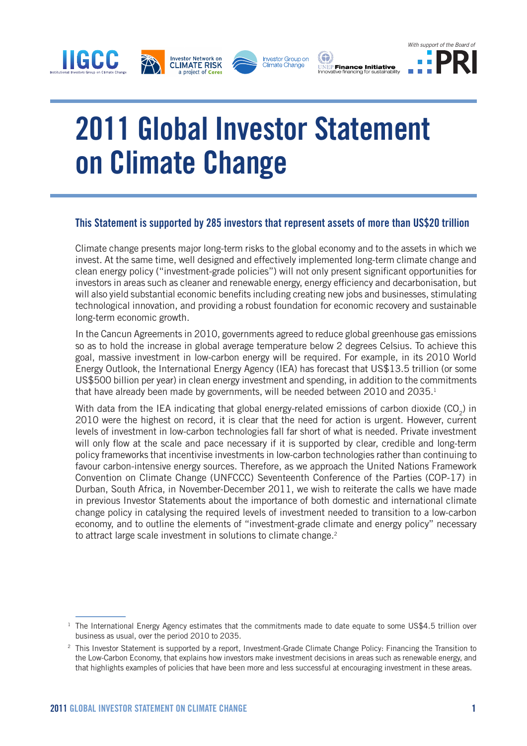# 2011 Global Investor Statement on Climate Change

### This Statement is supported by 285 investors that represent assets of more than US$20 trillion

Climate change presents major long-term risks to the global economy and to the assets in which we invest. At the same time, well designed and effectively implemented long-term climate change and clean energy policy ("investment-grade policies") will not only present significant opportunities for investors in areas such as cleaner and renewable energy, energy efficiency and decarbonisation, but will also yield substantial economic benefits including creating new jobs and businesses, stimulating technological innovation, and providing a robust foundation for economic recovery and sustainable long-term economic growth.

In the Cancun Agreements in 2010, governments agreed to reduce global greenhouse gas emissions so as to hold the increase in global average temperature below 2 degrees Celsius. To achieve this goal, massive investment in low-carbon energy will be required. For example, in its 2010 World Energy Outlook, the International Energy Agency (IEA) has forecast that US$13.5 trillion (or some US$500 billion per year) in clean energy investment and spending, in addition to the commitments that have already been made by governments, will be needed between 2010 and 2035.[1]

With data from the IEA indicating that global energy-related emissions of carbon dioxide ($CO_2$) in 2010 were the highest on record, it is clear that the need for action is urgent. However, current levels of investment in low-carbon technologies fall far short of what is needed. Private investment will only flow at the scale and pace necessary if it is supported by clear, credible and long-term policy frameworks that incentivise investments in low-carbon technologies rather than continuing to favour carbon-intensive energy sources. Therefore, as we approach the United Nations Framework Convention on Climate Change (UNFCCC) Seventeenth Conference of the Parties (COP-17) in Durban, South Africa, in November-December 2011, we wish to reiterate the calls we have made in previous Investor Statements about the importance of both domestic and international climate change policy in catalysing the required levels of investment needed to transition to a low-carbon economy, and to outline the elements of "investment-grade climate and energy policy" necessary to attract large scale investment in solutions to climate change.[2]

---

[1] The International Energy Agency estimates that the commitments made to date equate to some US$4.5 trillion over business as usual, over the period 2010 to 2035.

[2] This Investor Statement is supported by a report, Investment-Grade Climate Change Policy: Financing the Transition to the Low-Carbon Economy, that explains how investors make investment decisions in areas such as renewable energy, and that highlights examples of policies that have been more and less successful at encouraging investment in these areas.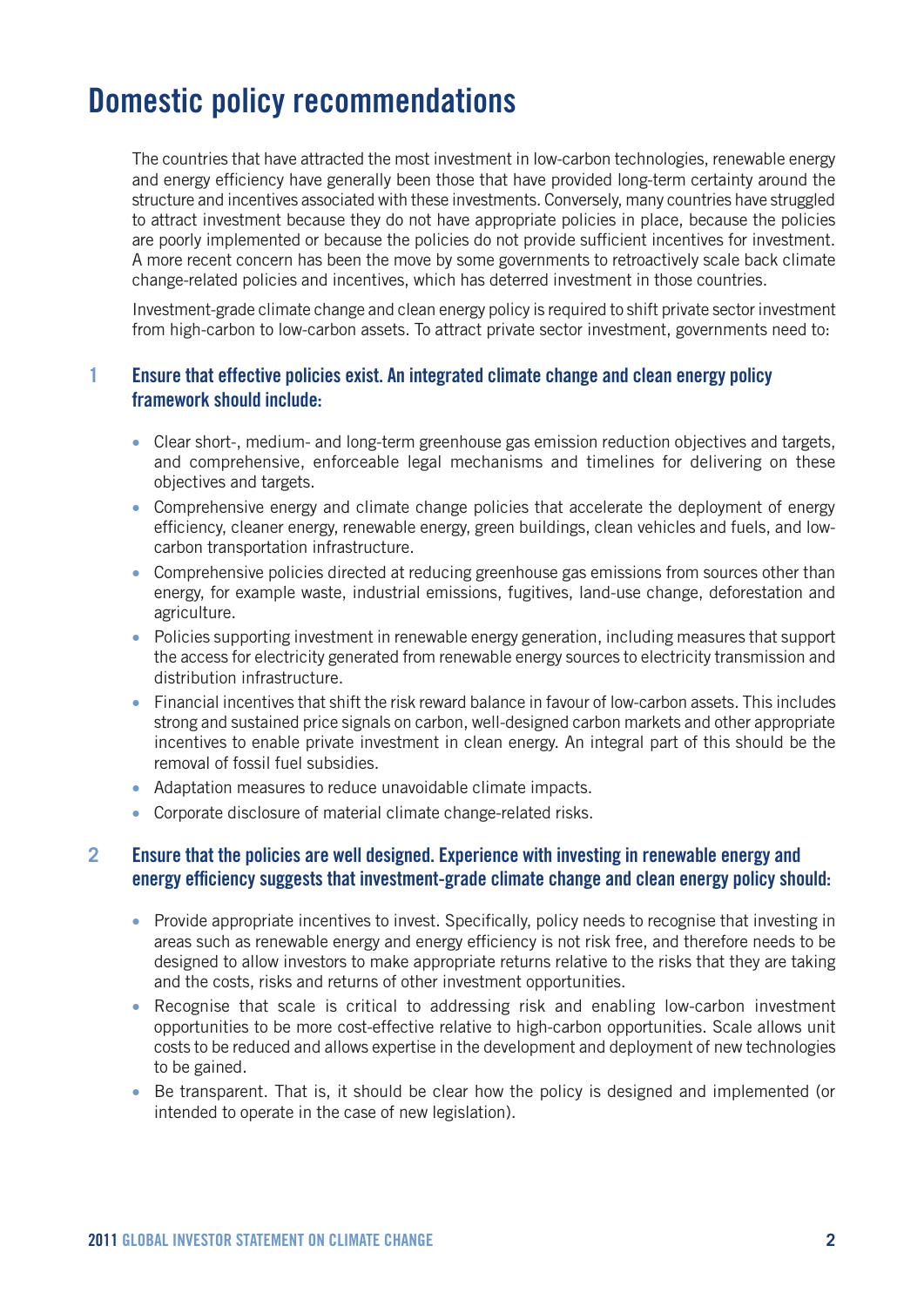# Domestic policy recommendations

The countries that have attracted the most investment in low-carbon technologies, renewable energy and energy efficiency have generally been those that have provided long-term certainty around the structure and incentives associated with these investments. Conversely, many countries have struggled to attract investment because they do not have appropriate policies in place, because the policies are poorly implemented or because the policies do not provide sufficient incentives for investment. A more recent concern has been the move by some governments to retroactively scale back climate change-related policies and incentives, which has deterred investment in those countries.

Investment-grade climate change and clean energy policy is required to shift private sector investment from high-carbon to low-carbon assets. To attract private sector investment, governments need to:

## 1 Ensure that effective policies exist. An integrated climate change and clean energy policy framework should include:

- Clear short-, medium- and long-term greenhouse gas emission reduction objectives and targets, and comprehensive, enforceable legal mechanisms and timelines for delivering on these objectives and targets.
- Comprehensive energy and climate change policies that accelerate the deployment of energy efficiency, cleaner energy, renewable energy, green buildings, clean vehicles and fuels, and low-carbon transportation infrastructure.
- Comprehensive policies directed at reducing greenhouse gas emissions from sources other than energy, for example waste, industrial emissions, fugitives, land-use change, deforestation and agriculture.
- Policies supporting investment in renewable energy generation, including measures that support the access for electricity generated from renewable energy sources to electricity transmission and distribution infrastructure.
- Financial incentives that shift the risk reward balance in favour of low-carbon assets. This includes strong and sustained price signals on carbon, well-designed carbon markets and other appropriate incentives to enable private investment in clean energy. An integral part of this should be the removal of fossil fuel subsidies.
- Adaptation measures to reduce unavoidable climate impacts.
- Corporate disclosure of material climate change-related risks.

## 2 Ensure that the policies are well designed. Experience with investing in renewable energy and energy efficiency suggests that investment-grade climate change and clean energy policy should:

- Provide appropriate incentives to invest. Specifically, policy needs to recognise that investing in areas such as renewable energy and energy efficiency is not risk free, and therefore needs to be designed to allow investors to make appropriate returns relative to the risks that they are taking and the costs, risks and returns of other investment opportunities.
- Recognise that scale is critical to addressing risk and enabling low-carbon investment opportunities to be more cost-effective relative to high-carbon opportunities. Scale allows unit costs to be reduced and allows expertise in the development and deployment of new technologies to be gained.
- Be transparent. That is, it should be clear how the policy is designed and implemented (or intended to operate in the case of new legislation).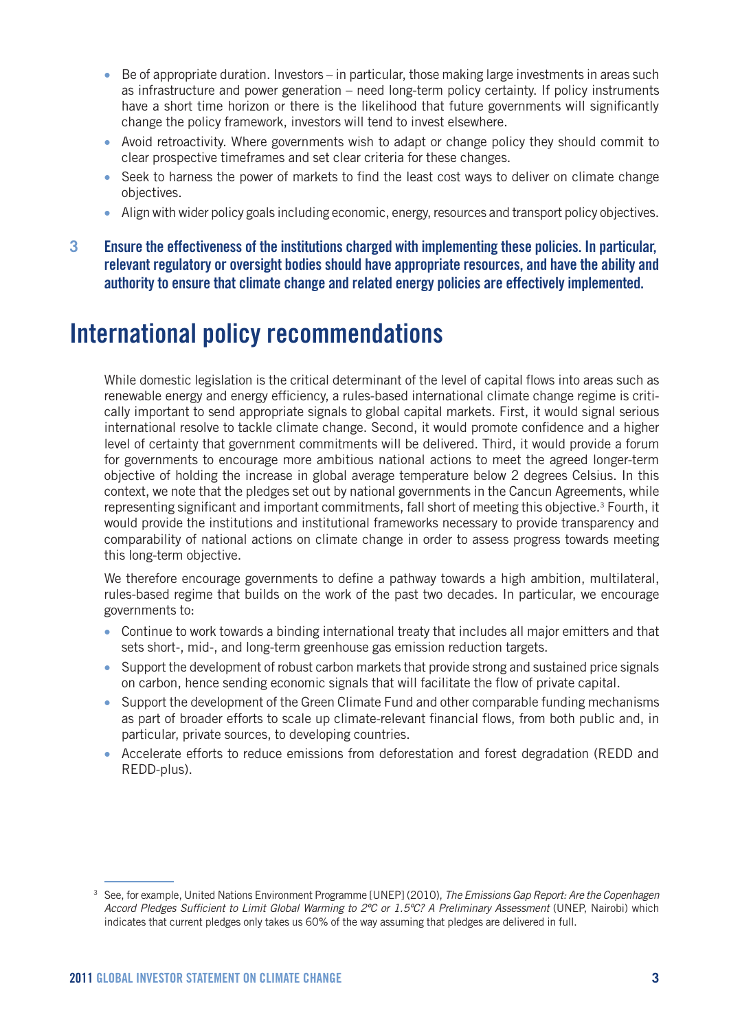- Be of appropriate duration. Investors – in particular, those making large investments in areas such as infrastructure and power generation – need long-term policy certainty. If policy instruments have a short time horizon or there is the likelihood that future governments will significantly change the policy framework, investors will tend to invest elsewhere.
- Avoid retroactivity. Where governments wish to adapt or change policy they should commit to clear prospective timeframes and set clear criteria for these changes.
- Seek to harness the power of markets to find the least cost ways to deliver on climate change objectives.
- Align with wider policy goals including economic, energy, resources and transport policy objectives.

**3 Ensure the effectiveness of the institutions charged with implementing these policies. In particular, relevant regulatory or oversight bodies should have appropriate resources, and have the ability and authority to ensure that climate change and related energy policies are effectively implemented.**

## International policy recommendations

While domestic legislation is the critical determinant of the level of capital flows into areas such as renewable energy and energy efficiency, a rules-based international climate change regime is critically important to send appropriate signals to global capital markets. First, it would signal serious international resolve to tackle climate change. Second, it would promote confidence and a higher level of certainty that government commitments will be delivered. Third, it would provide a forum for governments to encourage more ambitious national actions to meet the agreed longer-term objective of holding the increase in global average temperature below 2 degrees Celsius. In this context, we note that the pledges set out by national governments in the Cancun Agreements, while representing significant and important commitments, fall short of meeting this objective.[3] Fourth, it would provide the institutions and institutional frameworks necessary to provide transparency and comparability of national actions on climate change in order to assess progress towards meeting this long-term objective.

We therefore encourage governments to define a pathway towards a high ambition, multilateral, rules-based regime that builds on the work of the past two decades. In particular, we encourage governments to:

- Continue to work towards a binding international treaty that includes all major emitters and that sets short-, mid-, and long-term greenhouse gas emission reduction targets.
- Support the development of robust carbon markets that provide strong and sustained price signals on carbon, hence sending economic signals that will facilitate the flow of private capital.
- Support the development of the Green Climate Fund and other comparable funding mechanisms as part of broader efforts to scale up climate-relevant financial flows, from both public and, in particular, private sources, to developing countries.
- Accelerate efforts to reduce emissions from deforestation and forest degradation (REDD and REDD-plus).

[3] See, for example, United Nations Environment Programme [UNEP] (2010), *The Emissions Gap Report: Are the Copenhagen Accord Pledges Sufficient to Limit Global Warming to 2ºC or 1.5ºC? A Preliminary Assessment* (UNEP, Nairobi) which indicates that current pledges only takes us 60% of the way assuming that pledges are delivered in full.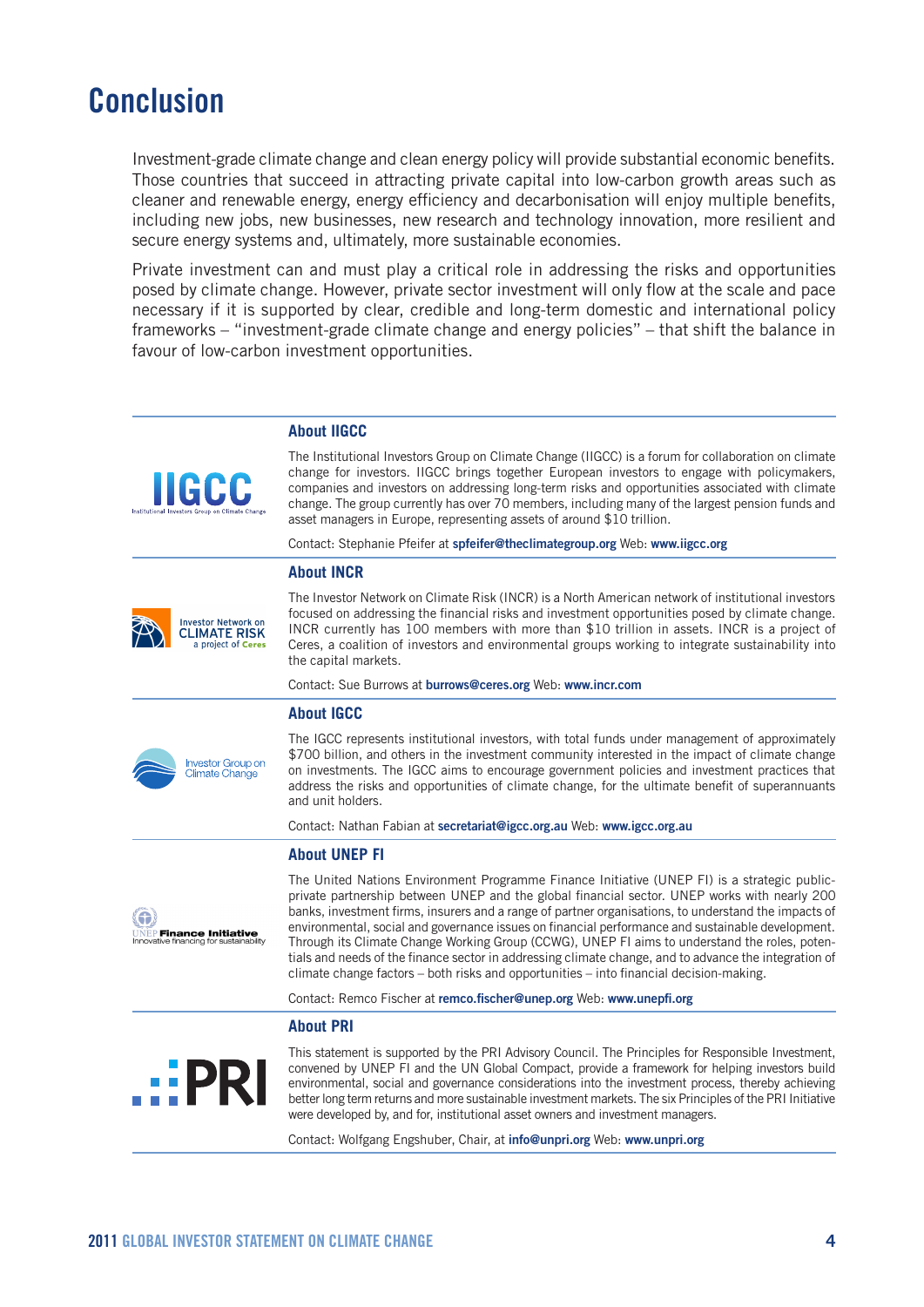# Conclusion

Investment-grade climate change and clean energy policy will provide substantial economic benefits. Those countries that succeed in attracting private capital into low-carbon growth areas such as cleaner and renewable energy, energy efficiency and decarbonisation will enjoy multiple benefits, including new jobs, new businesses, new research and technology innovation, more resilient and secure energy systems and, ultimately, more sustainable economies.

Private investment can and must play a critical role in addressing the risks and opportunities posed by climate change. However, private sector investment will only flow at the scale and pace necessary if it is supported by clear, credible and long-term domestic and international policy frameworks – "investment-grade climate change and energy policies" – that shift the balance in favour of low-carbon investment opportunities.

## About IIGCC

The Institutional Investors Group on Climate Change (IIGCC) is a forum for collaboration on climate change for investors. IIGCC brings together European investors to engage with policymakers, companies and investors on addressing long-term risks and opportunities associated with climate change. The group currently has over 70 members, including many of the largest pension funds and asset managers in Europe, representing assets of around $10 trillion.

Contact: Stephanie Pfeifer at **spfeifer@theclimategroup.org** Web: **www.iigcc.org**

## About INCR

The Investor Network on Climate Risk (INCR) is a North American network of institutional investors focused on addressing the financial risks and investment opportunities posed by climate change. INCR currently has 100 members with more than $10 trillion in assets. INCR is a project of Ceres, a coalition of investors and environmental groups working to integrate sustainability into the capital markets.

Contact: Sue Burrows at **burrows@ceres.org** Web: **www.incr.com**

## About IGCC

The IGCC represents institutional investors, with total funds under management of approximately $700 billion, and others in the investment community interested in the impact of climate change on investments. The IGCC aims to encourage government policies and investment practices that address the risks and opportunities of climate change, for the ultimate benefit of superannuants and unit holders.

Contact: Nathan Fabian at **secretariat@igcc.org.au** Web: **www.igcc.org.au**

## About UNEP FI

The United Nations Environment Programme Finance Initiative (UNEP FI) is a strategic public-private partnership between UNEP and the global financial sector. UNEP works with nearly 200 banks, investment firms, insurers and a range of partner organisations, to understand the impacts of environmental, social and governance issues on financial performance and sustainable development. Through its Climate Change Working Group (CCWG), UNEP FI aims to understand the roles, potentials and needs of the finance sector in addressing climate change, and to advance the integration of climate change factors – both risks and opportunities – into financial decision-making.

Contact: Remco Fischer at **remco.fischer@unep.org** Web: **www.unepfi.org**

## About PRI

This statement is supported by the PRI Advisory Council. The Principles for Responsible Investment, convened by UNEP FI and the UN Global Compact, provide a framework for helping investors build environmental, social and governance considerations into the investment process, thereby achieving better long term returns and more sustainable investment markets. The six Principles of the PRI Initiative were developed by, and for, institutional asset owners and investment managers.

Contact: Wolfgang Engshuber, Chair, at **info@unpri.org** Web: **www.unpri.org**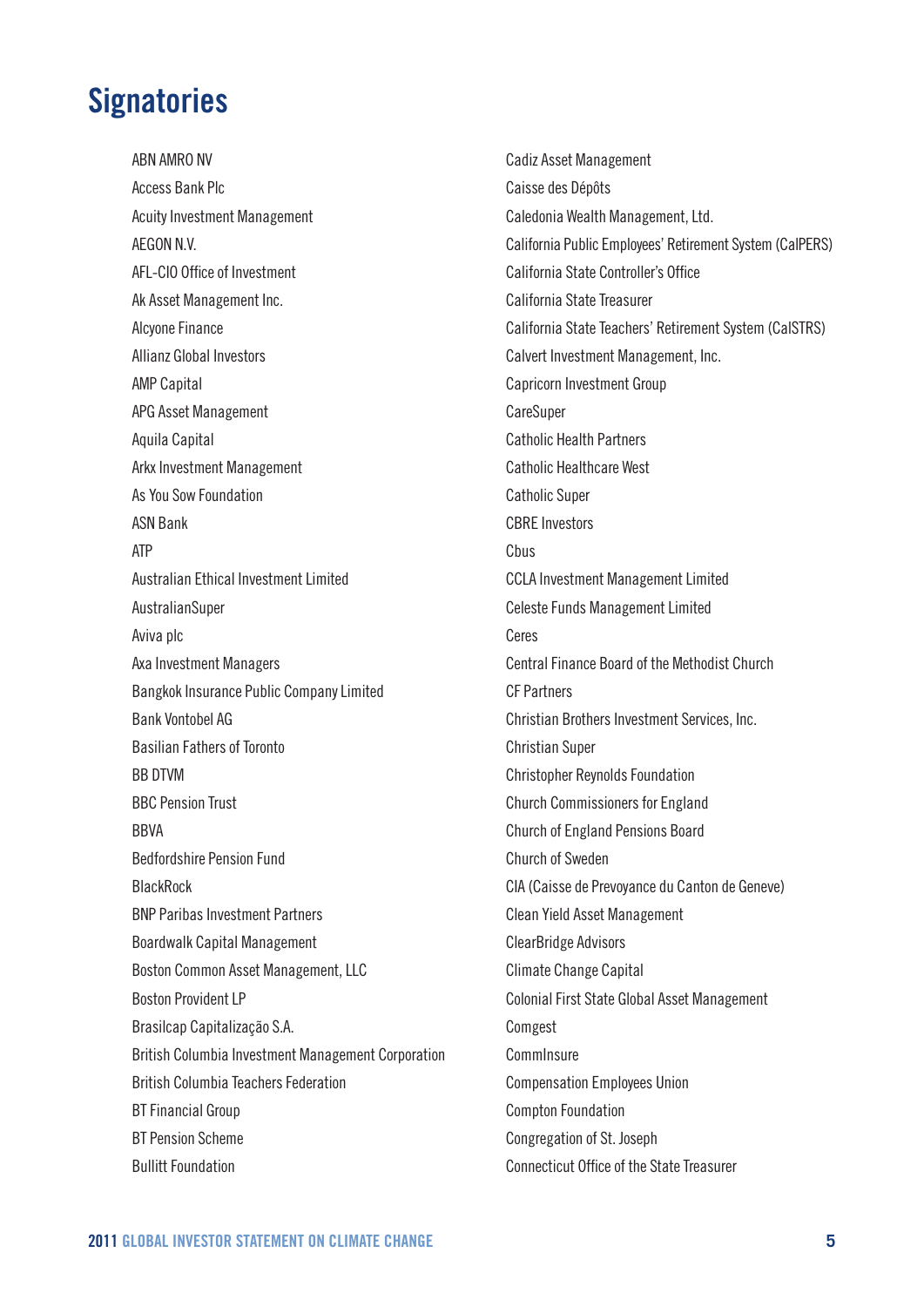# Signatories

ABN AMRO NV
Access Bank Plc
Acuity Investment Management
AEGON N.V.
AFL-CIO Office of Investment
Ak Asset Management Inc.
Alcyone Finance
Allianz Global Investors
AMP Capital
APG Asset Management
Aquila Capital
Arkx Investment Management
As You Sow Foundation
ASN Bank
ATP
Australian Ethical Investment Limited
AustralianSuper
Aviva plc
Axa Investment Managers
Bangkok Insurance Public Company Limited
Bank Vontobel AG
Basilian Fathers of Toronto
BB DTVM
BBC Pension Trust
BBVA
Bedfordshire Pension Fund
BlackRock
BNP Paribas Investment Partners
Boardwalk Capital Management
Boston Common Asset Management, LLC
Boston Provident LP
Brasilcap Capitalização S.A.
British Columbia Investment Management Corporation
British Columbia Teachers Federation
BT Financial Group
BT Pension Scheme
Bullitt Foundation
Cadiz Asset Management
Caisse des Dépôts
Caledonia Wealth Management, Ltd.
California Public Employees' Retirement System (CalPERS)
California State Controller's Office
California State Treasurer
California State Teachers' Retirement System (CalSTRS)
Calvert Investment Management, Inc.
Capricorn Investment Group
CareSuper
Catholic Health Partners
Catholic Healthcare West
Catholic Super
CBRE Investors
Cbus
CCLA Investment Management Limited
Celeste Funds Management Limited
Ceres
Central Finance Board of the Methodist Church
CF Partners
Christian Brothers Investment Services, Inc.
Christian Super
Christopher Reynolds Foundation
Church Commissioners for England
Church of England Pensions Board
Church of Sweden
CIA (Caisse de Prevoyance du Canton de Geneve)
Clean Yield Asset Management
ClearBridge Advisors
Climate Change Capital
Colonial First State Global Asset Management
Comgest
CommInsure
Compensation Employees Union
Compton Foundation
Congregation of St. Joseph
Connecticut Office of the State Treasurer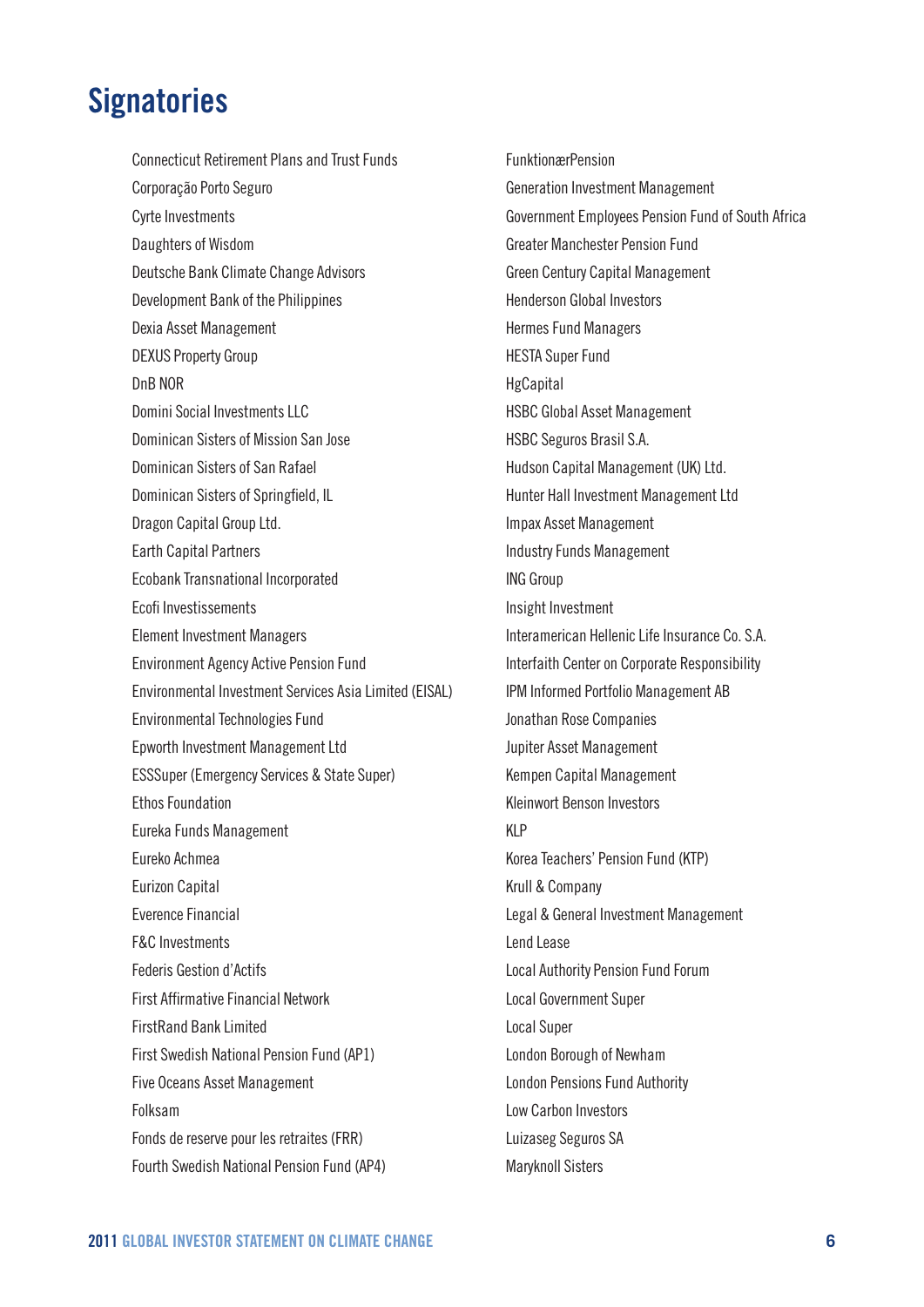# Signatories

Connecticut Retirement Plans and Trust Funds
Corporação Porto Seguro
Cyrte Investments
Daughters of Wisdom
Deutsche Bank Climate Change Advisors
Development Bank of the Philippines
Dexia Asset Management
DEXUS Property Group
DnB NOR
Domini Social Investments LLC
Dominican Sisters of Mission San Jose
Dominican Sisters of San Rafael
Dominican Sisters of Springfield, IL
Dragon Capital Group Ltd.
Earth Capital Partners
Ecobank Transnational Incorporated
Ecofi Investissements
Element Investment Managers
Environment Agency Active Pension Fund
Environmental Investment Services Asia Limited (EISAL)
Environmental Technologies Fund
Epworth Investment Management Ltd
ESSSuper (Emergency Services & State Super)
Ethos Foundation
Eureka Funds Management
Eureko Achmea
Eurizon Capital
Everence Financial
F&C Investments
Federis Gestion d'Actifs
First Affirmative Financial Network
FirstRand Bank Limited
First Swedish National Pension Fund (AP1)
Five Oceans Asset Management
Folksam
Fonds de reserve pour les retraites (FRR)
Fourth Swedish National Pension Fund (AP4)
FunktionærPension
Generation Investment Management
Government Employees Pension Fund of South Africa
Greater Manchester Pension Fund
Green Century Capital Management
Henderson Global Investors
Hermes Fund Managers
HESTA Super Fund
HgCapital
HSBC Global Asset Management
HSBC Seguros Brasil S.A.
Hudson Capital Management (UK) Ltd.
Hunter Hall Investment Management Ltd
Impax Asset Management
Industry Funds Management
ING Group
Insight Investment
Interamerican Hellenic Life Insurance Co. S.A.
Interfaith Center on Corporate Responsibility
IPM Informed Portfolio Management AB
Jonathan Rose Companies
Jupiter Asset Management
Kempen Capital Management
Kleinwort Benson Investors
KLP
Korea Teachers' Pension Fund (KTP)
Krull & Company
Legal & General Investment Management
Lend Lease
Local Authority Pension Fund Forum
Local Government Super
Local Super
London Borough of Newham
London Pensions Fund Authority
Low Carbon Investors
Luizaseg Seguros SA
Maryknoll Sisters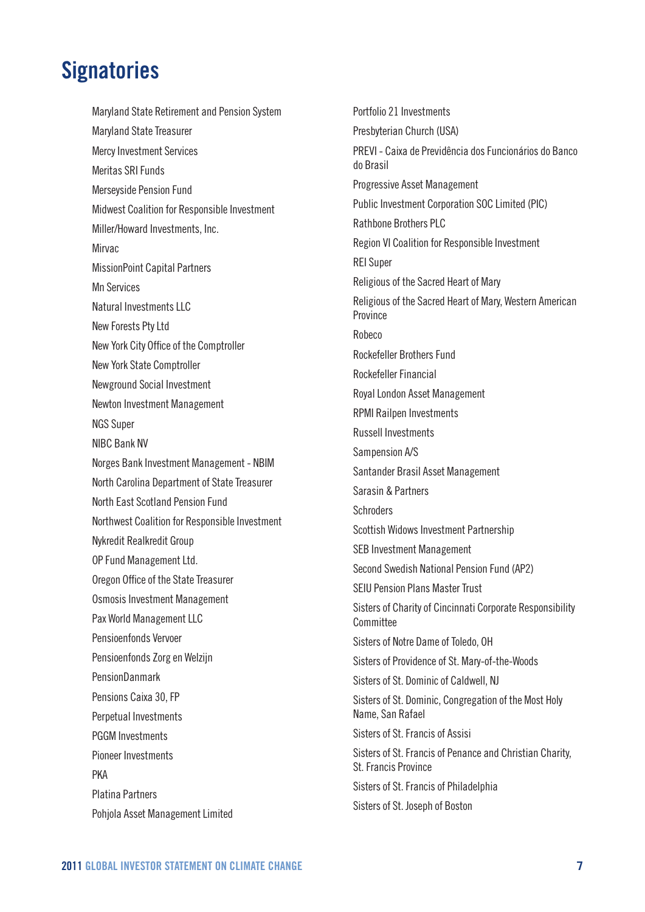## Signatories

Maryland State Retirement and Pension System
Maryland State Treasurer
Mercy Investment Services
Meritas SRI Funds
Merseyside Pension Fund
Midwest Coalition for Responsible Investment
Miller/Howard Investments, Inc.
Mirvac
MissionPoint Capital Partners
Mn Services
Natural Investments LLC
New Forests Pty Ltd
New York City Office of the Comptroller
New York State Comptroller
Newground Social Investment
Newton Investment Management
NGS Super
NIBC Bank NV
Norges Bank Investment Management - NBIM
North Carolina Department of State Treasurer
North East Scotland Pension Fund
Northwest Coalition for Responsible Investment
Nykredit Realkredit Group
OP Fund Management Ltd.
Oregon Office of the State Treasurer
Osmosis Investment Management
Pax World Management LLC
Pensioenfonds Vervoer
Pensioenfonds Zorg en Welzijn
PensionDanmark
Pensions Caixa 30, FP
Perpetual Investments
PGGM Investments
Pioneer Investments
PKA
Platina Partners
Pohjola Asset Management Limited
Portfolio 21 Investments
Presbyterian Church (USA)
PREVI - Caixa de Previdência dos Funcionários do Banco do Brasil
Progressive Asset Management
Public Investment Corporation SOC Limited (PIC)
Rathbone Brothers PLC
Region VI Coalition for Responsible Investment
REI Super
Religious of the Sacred Heart of Mary
Religious of the Sacred Heart of Mary, Western American Province
Robeco
Rockefeller Brothers Fund
Rockefeller Financial
Royal London Asset Management
RPMI Railpen Investments
Russell Investments
Sampension A/S
Santander Brasil Asset Management
Sarasin & Partners
Schroders
Scottish Widows Investment Partnership
SEB Investment Management
Second Swedish National Pension Fund (AP2)
SEIU Pension Plans Master Trust
Sisters of Charity of Cincinnati Corporate Responsibility Committee
Sisters of Notre Dame of Toledo, OH
Sisters of Providence of St. Mary-of-the-Woods
Sisters of St. Dominic of Caldwell, NJ
Sisters of St. Dominic, Congregation of the Most Holy Name, San Rafael
Sisters of St. Francis of Assisi
Sisters of St. Francis of Penance and Christian Charity, St. Francis Province
Sisters of St. Francis of Philadelphia
Sisters of St. Joseph of Boston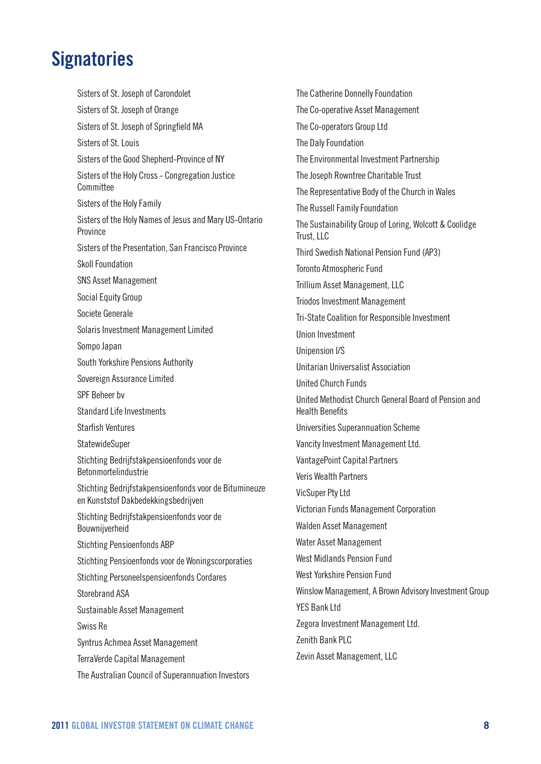# Signatories

Sisters of St. Joseph of Carondolet

Sisters of St. Joseph of Orange

Sisters of St. Joseph of Springfield MA

Sisters of St. Louis

Sisters of the Good Shepherd-Province of NY

Sisters of the Holy Cross - Congregation Justice Committee

Sisters of the Holy Family

Sisters of the Holy Names of Jesus and Mary US-Ontario Province

Sisters of the Presentation, San Francisco Province

Skoll Foundation

SNS Asset Management

Social Equity Group

Societe Generale

Solaris Investment Management Limited

Sompo Japan

South Yorkshire Pensions Authority

Sovereign Assurance Limited

SPF Beheer bv

Standard Life Investments

Starfish Ventures

StatewideSuper

Stichting Bedrijfstakpensioenfonds voor de Betonmortelindustrie

Stichting Bedrijfstakpensioenfonds voor de Bitumineuze en Kunststof Dakbedekkingsbedrijven

Stichting Bedrijfstakpensioenfonds voor de Bouwnijverheid

Stichting Pensioenfonds ABP

Stichting Pensioenfonds voor de Woningscorporaties

Stichting Personeelspensioenfonds Cordares

Storebrand ASA

Sustainable Asset Management

Swiss Re

Syntrus Achmea Asset Management

TerraVerde Capital Management

The Australian Council of Superannuation Investors

The Catherine Donnelly Foundation

The Co-operative Asset Management

The Co-operators Group Ltd

The Daly Foundation

The Environmental Investment Partnership

The Joseph Rowntree Charitable Trust

The Representative Body of the Church in Wales

The Russell Family Foundation

The Sustainability Group of Loring, Wolcott & Coolidge Trust, LLC

Third Swedish National Pension Fund (AP3)

Toronto Atmospheric Fund

Trillium Asset Management, LLC

Triodos Investment Management

Tri-State Coalition for Responsible Investment

Union Investment

Unipension I/S

Unitarian Universalist Association

United Church Funds

United Methodist Church General Board of Pension and Health Benefits

Universities Superannuation Scheme

Vancity Investment Management Ltd.

VantagePoint Capital Partners

Veris Wealth Partners

VicSuper Pty Ltd

Victorian Funds Management Corporation

Walden Asset Management

Water Asset Management

West Midlands Pension Fund

West Yorkshire Pension Fund

Winslow Management, A Brown Advisory Investment Group

YES Bank Ltd

Zegora Investment Management Ltd.

Zenith Bank PLC

Zevin Asset Management, LLC